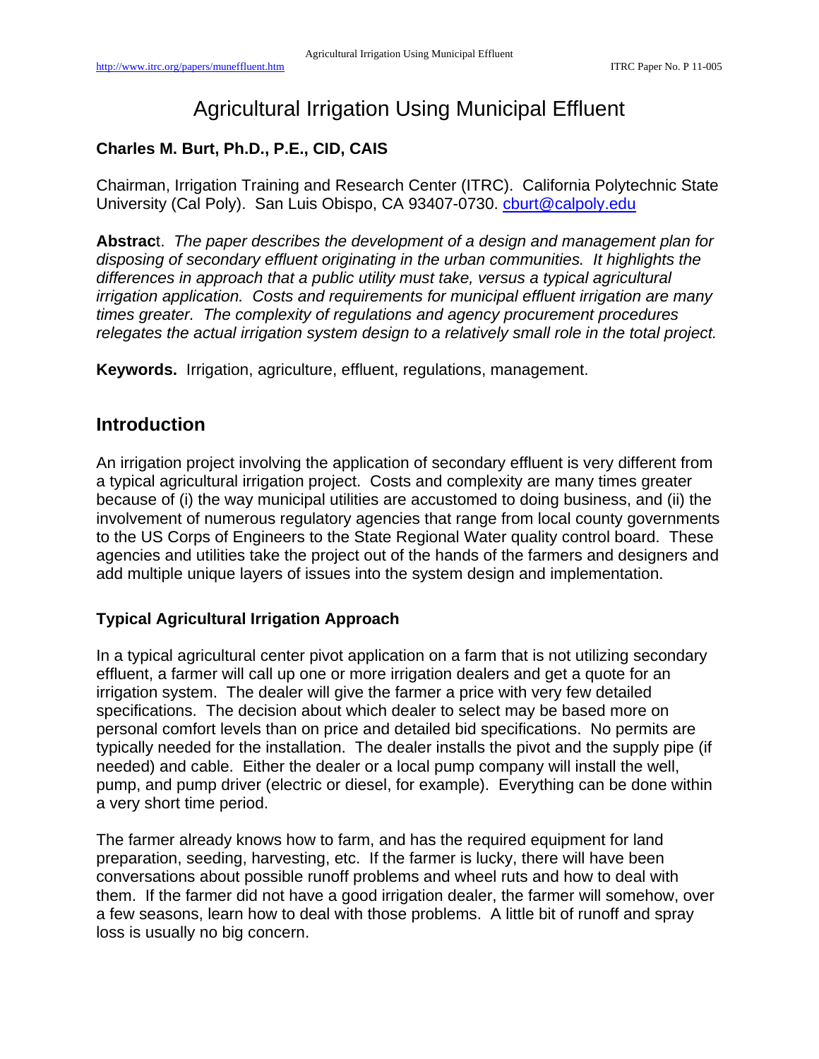# Agricultural Irrigation Using Municipal Effluent

**Charles M. Burt, Ph.D., P.E., CID, CAIS**

Chairman, Irrigation Training and Research Center (ITRC). California Polytechnic State University (Cal Poly). San Luis Obispo, CA 93407-0730. cburt@calpoly.edu

**Abstract**. *The paper describes the development of a design and management plan for disposing of secondary effluent originating in the urban communities. It highlights the differences in approach that a public utility must take, versus a typical agricultural irrigation application. Costs and requirements for municipal effluent irrigation are many times greater. The complexity of regulations and agency procurement procedures relegates the actual irrigation system design to a relatively small role in the total project.*

**Keywords.** Irrigation, agriculture, effluent, regulations, management.

## Introduction

An irrigation project involving the application of secondary effluent is very different from a typical agricultural irrigation project. Costs and complexity are many times greater because of (i) the way municipal utilities are accustomed to doing business, and (ii) the involvement of numerous regulatory agencies that range from local county governments to the US Corps of Engineers to the State Regional Water quality control board. These agencies and utilities take the project out of the hands of the farmers and designers and add multiple unique layers of issues into the system design and implementation.

### Typical Agricultural Irrigation Approach

In a typical agricultural center pivot application on a farm that is not utilizing secondary effluent, a farmer will call up one or more irrigation dealers and get a quote for an irrigation system. The dealer will give the farmer a price with very few detailed specifications. The decision about which dealer to select may be based more on personal comfort levels than on price and detailed bid specifications. No permits are typically needed for the installation. The dealer installs the pivot and the supply pipe (if needed) and cable. Either the dealer or a local pump company will install the well, pump, and pump driver (electric or diesel, for example). Everything can be done within a very short time period.

The farmer already knows how to farm, and has the required equipment for land preparation, seeding, harvesting, etc. If the farmer is lucky, there will have been conversations about possible runoff problems and wheel ruts and how to deal with them. If the farmer did not have a good irrigation dealer, the farmer will somehow, over a few seasons, learn how to deal with those problems. A little bit of runoff and spray loss is usually no big concern.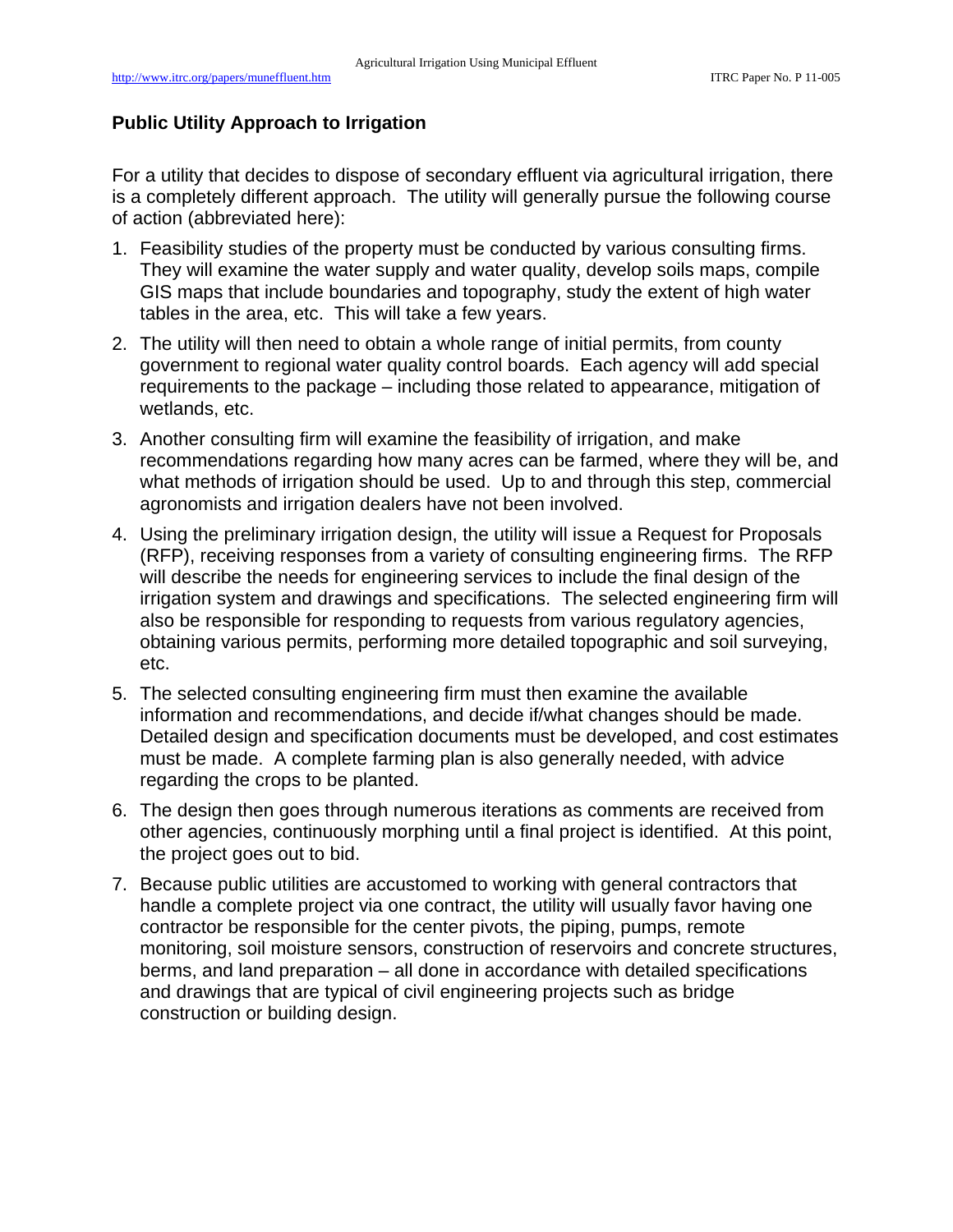## Public Utility Approach to Irrigation

For a utility that decides to dispose of secondary effluent via agricultural irrigation, there is a completely different approach. The utility will generally pursue the following course of action (abbreviated here):

1. Feasibility studies of the property must be conducted by various consulting firms. They will examine the water supply and water quality, develop soils maps, compile GIS maps that include boundaries and topography, study the extent of high water tables in the area, etc. This will take a few years.
2. The utility will then need to obtain a whole range of initial permits, from county government to regional water quality control boards. Each agency will add special requirements to the package – including those related to appearance, mitigation of wetlands, etc.
3. Another consulting firm will examine the feasibility of irrigation, and make recommendations regarding how many acres can be farmed, where they will be, and what methods of irrigation should be used. Up to and through this step, commercial agronomists and irrigation dealers have not been involved.
4. Using the preliminary irrigation design, the utility will issue a Request for Proposals (RFP), receiving responses from a variety of consulting engineering firms. The RFP will describe the needs for engineering services to include the final design of the irrigation system and drawings and specifications. The selected engineering firm will also be responsible for responding to requests from various regulatory agencies, obtaining various permits, performing more detailed topographic and soil surveying, etc.
5. The selected consulting engineering firm must then examine the available information and recommendations, and decide if/what changes should be made. Detailed design and specification documents must be developed, and cost estimates must be made. A complete farming plan is also generally needed, with advice regarding the crops to be planted.
6. The design then goes through numerous iterations as comments are received from other agencies, continuously morphing until a final project is identified. At this point, the project goes out to bid.
7. Because public utilities are accustomed to working with general contractors that handle a complete project via one contract, the utility will usually favor having one contractor be responsible for the center pivots, the piping, pumps, remote monitoring, soil moisture sensors, construction of reservoirs and concrete structures, berms, and land preparation – all done in accordance with detailed specifications and drawings that are typical of civil engineering projects such as bridge construction or building design.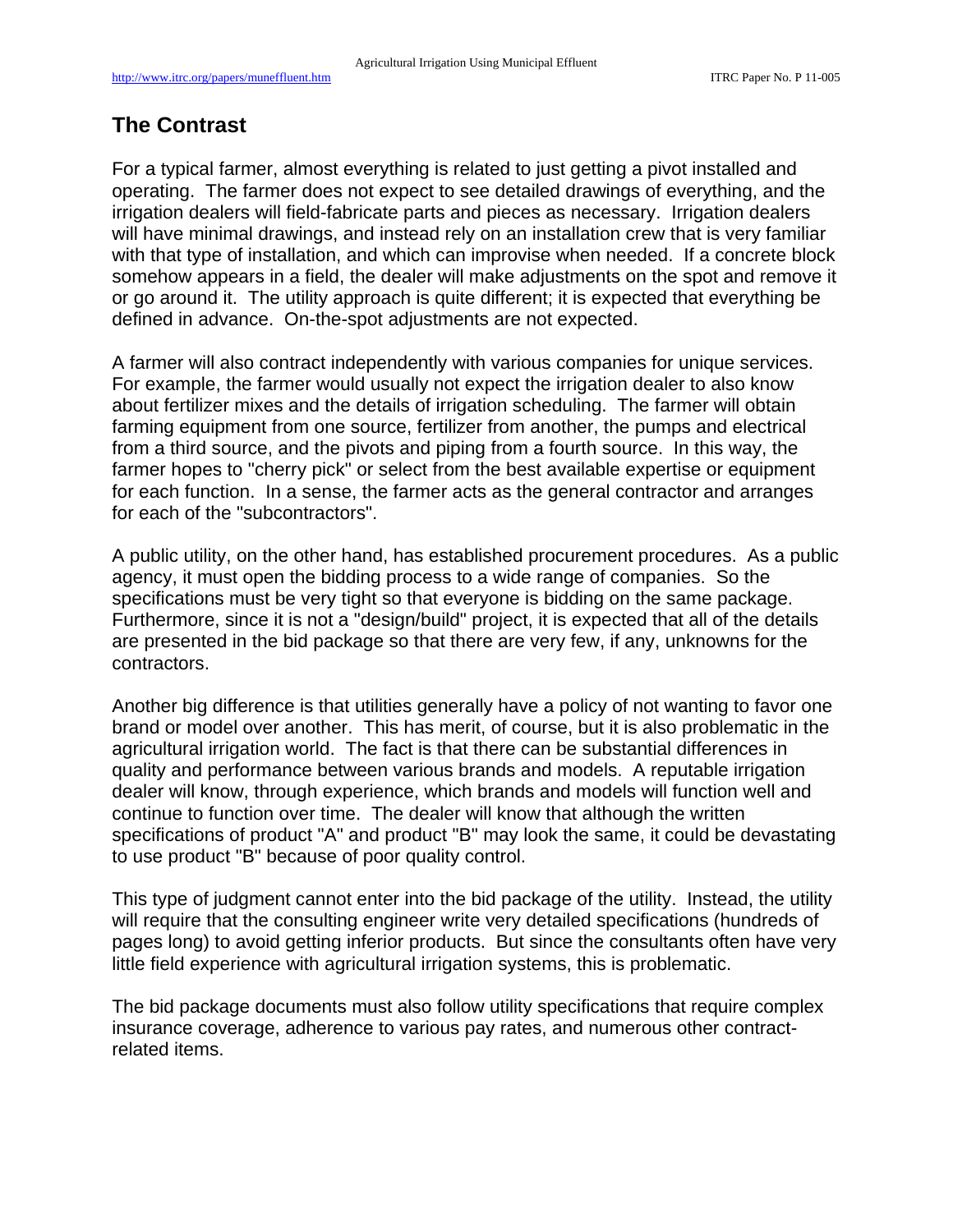## The Contrast

For a typical farmer, almost everything is related to just getting a pivot installed and operating. The farmer does not expect to see detailed drawings of everything, and the irrigation dealers will field-fabricate parts and pieces as necessary. Irrigation dealers will have minimal drawings, and instead rely on an installation crew that is very familiar with that type of installation, and which can improvise when needed. If a concrete block somehow appears in a field, the dealer will make adjustments on the spot and remove it or go around it. The utility approach is quite different; it is expected that everything be defined in advance. On-the-spot adjustments are not expected.

A farmer will also contract independently with various companies for unique services. For example, the farmer would usually not expect the irrigation dealer to also know about fertilizer mixes and the details of irrigation scheduling. The farmer will obtain farming equipment from one source, fertilizer from another, the pumps and electrical from a third source, and the pivots and piping from a fourth source. In this way, the farmer hopes to "cherry pick" or select from the best available expertise or equipment for each function. In a sense, the farmer acts as the general contractor and arranges for each of the "subcontractors".

A public utility, on the other hand, has established procurement procedures. As a public agency, it must open the bidding process to a wide range of companies. So the specifications must be very tight so that everyone is bidding on the same package. Furthermore, since it is not a "design/build" project, it is expected that all of the details are presented in the bid package so that there are very few, if any, unknowns for the contractors.

Another big difference is that utilities generally have a policy of not wanting to favor one brand or model over another. This has merit, of course, but it is also problematic in the agricultural irrigation world. The fact is that there can be substantial differences in quality and performance between various brands and models. A reputable irrigation dealer will know, through experience, which brands and models will function well and continue to function over time. The dealer will know that although the written specifications of product "A" and product "B" may look the same, it could be devastating to use product "B" because of poor quality control.

This type of judgment cannot enter into the bid package of the utility. Instead, the utility will require that the consulting engineer write very detailed specifications (hundreds of pages long) to avoid getting inferior products. But since the consultants often have very little field experience with agricultural irrigation systems, this is problematic.

The bid package documents must also follow utility specifications that require complex insurance coverage, adherence to various pay rates, and numerous other contract-related items.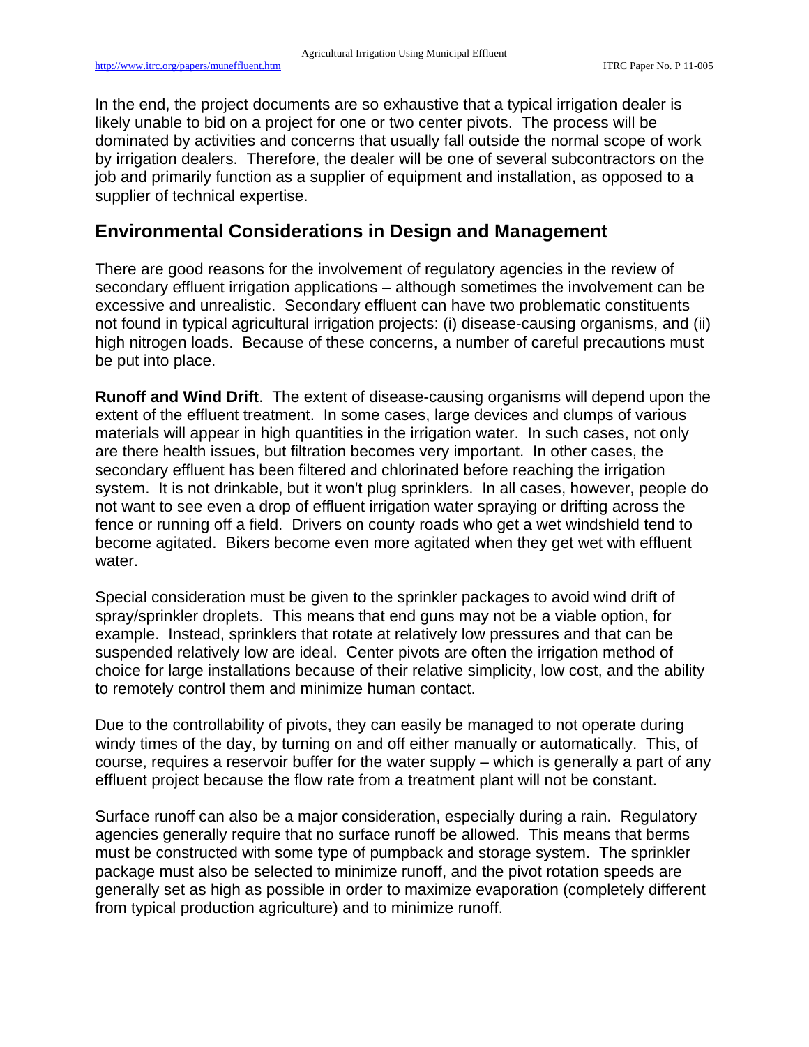In the end, the project documents are so exhaustive that a typical irrigation dealer is likely unable to bid on a project for one or two center pivots. The process will be dominated by activities and concerns that usually fall outside the normal scope of work by irrigation dealers. Therefore, the dealer will be one of several subcontractors on the job and primarily function as a supplier of equipment and installation, as opposed to a supplier of technical expertise.

## Environmental Considerations in Design and Management

There are good reasons for the involvement of regulatory agencies in the review of secondary effluent irrigation applications – although sometimes the involvement can be excessive and unrealistic. Secondary effluent can have two problematic constituents not found in typical agricultural irrigation projects: (i) disease-causing organisms, and (ii) high nitrogen loads. Because of these concerns, a number of careful precautions must be put into place.

**Runoff and Wind Drift**. The extent of disease-causing organisms will depend upon the extent of the effluent treatment. In some cases, large devices and clumps of various materials will appear in high quantities in the irrigation water. In such cases, not only are there health issues, but filtration becomes very important. In other cases, the secondary effluent has been filtered and chlorinated before reaching the irrigation system. It is not drinkable, but it won't plug sprinklers. In all cases, however, people do not want to see even a drop of effluent irrigation water spraying or drifting across the fence or running off a field. Drivers on county roads who get a wet windshield tend to become agitated. Bikers become even more agitated when they get wet with effluent water.

Special consideration must be given to the sprinkler packages to avoid wind drift of spray/sprinkler droplets. This means that end guns may not be a viable option, for example. Instead, sprinklers that rotate at relatively low pressures and that can be suspended relatively low are ideal. Center pivots are often the irrigation method of choice for large installations because of their relative simplicity, low cost, and the ability to remotely control them and minimize human contact.

Due to the controllability of pivots, they can easily be managed to not operate during windy times of the day, by turning on and off either manually or automatically. This, of course, requires a reservoir buffer for the water supply – which is generally a part of any effluent project because the flow rate from a treatment plant will not be constant.

Surface runoff can also be a major consideration, especially during a rain. Regulatory agencies generally require that no surface runoff be allowed. This means that berms must be constructed with some type of pumpback and storage system. The sprinkler package must also be selected to minimize runoff, and the pivot rotation speeds are generally set as high as possible in order to maximize evaporation (completely different from typical production agriculture) and to minimize runoff.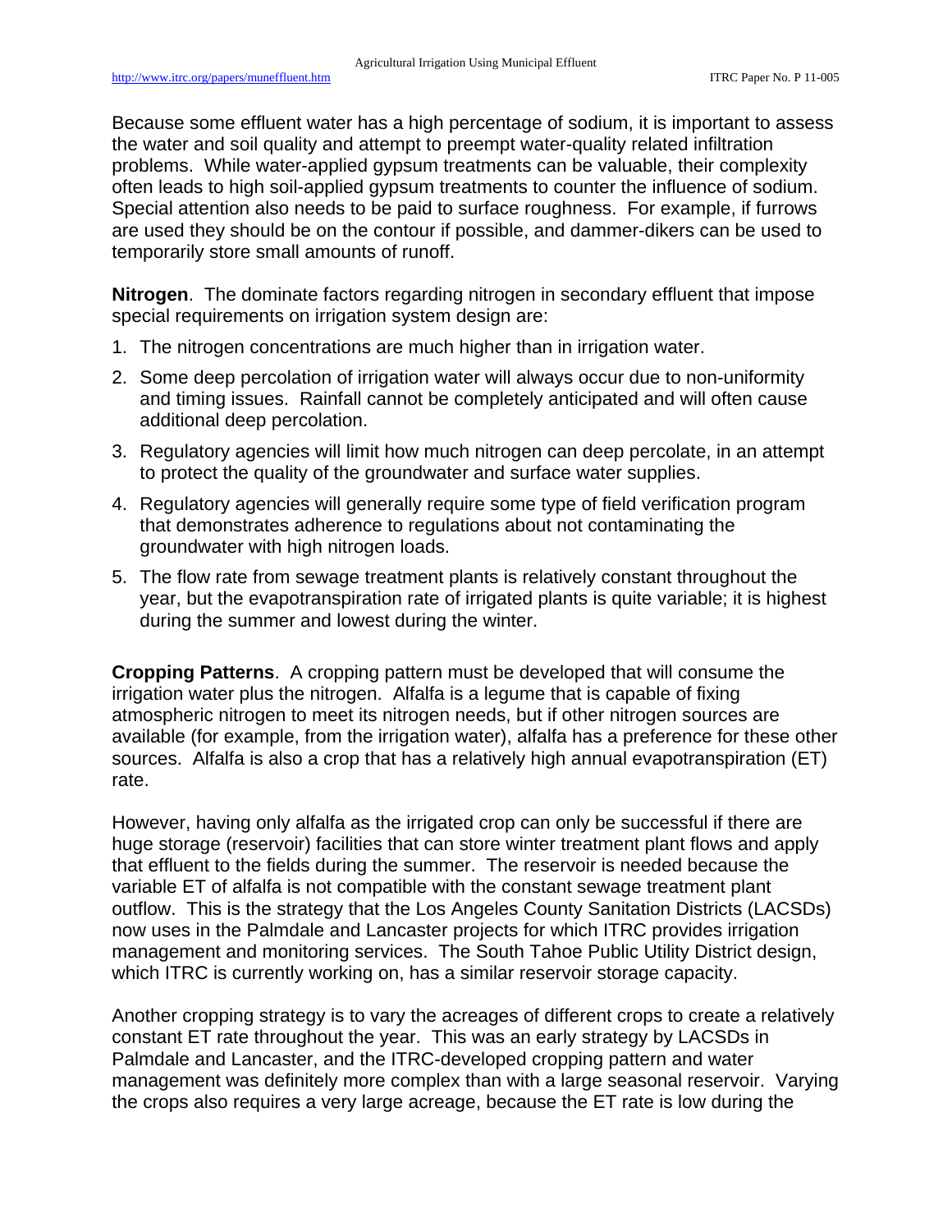Because some effluent water has a high percentage of sodium, it is important to assess the water and soil quality and attempt to preempt water-quality related infiltration problems. While water-applied gypsum treatments can be valuable, their complexity often leads to high soil-applied gypsum treatments to counter the influence of sodium. Special attention also needs to be paid to surface roughness. For example, if furrows are used they should be on the contour if possible, and dammer-dikers can be used to temporarily store small amounts of runoff.

**Nitrogen**. The dominate factors regarding nitrogen in secondary effluent that impose special requirements on irrigation system design are:

1. The nitrogen concentrations are much higher than in irrigation water.
2. Some deep percolation of irrigation water will always occur due to non-uniformity and timing issues. Rainfall cannot be completely anticipated and will often cause additional deep percolation.
3. Regulatory agencies will limit how much nitrogen can deep percolate, in an attempt to protect the quality of the groundwater and surface water supplies.
4. Regulatory agencies will generally require some type of field verification program that demonstrates adherence to regulations about not contaminating the groundwater with high nitrogen loads.
5. The flow rate from sewage treatment plants is relatively constant throughout the year, but the evapotranspiration rate of irrigated plants is quite variable; it is highest during the summer and lowest during the winter.

**Cropping Patterns**. A cropping pattern must be developed that will consume the irrigation water plus the nitrogen. Alfalfa is a legume that is capable of fixing atmospheric nitrogen to meet its nitrogen needs, but if other nitrogen sources are available (for example, from the irrigation water), alfalfa has a preference for these other sources. Alfalfa is also a crop that has a relatively high annual evapotranspiration (ET) rate.

However, having only alfalfa as the irrigated crop can only be successful if there are huge storage (reservoir) facilities that can store winter treatment plant flows and apply that effluent to the fields during the summer. The reservoir is needed because the variable ET of alfalfa is not compatible with the constant sewage treatment plant outflow. This is the strategy that the Los Angeles County Sanitation Districts (LACSDs) now uses in the Palmdale and Lancaster projects for which ITRC provides irrigation management and monitoring services. The South Tahoe Public Utility District design, which ITRC is currently working on, has a similar reservoir storage capacity.

Another cropping strategy is to vary the acreages of different crops to create a relatively constant ET rate throughout the year. This was an early strategy by LACSDs in Palmdale and Lancaster, and the ITRC-developed cropping pattern and water management was definitely more complex than with a large seasonal reservoir. Varying the crops also requires a very large acreage, because the ET rate is low during the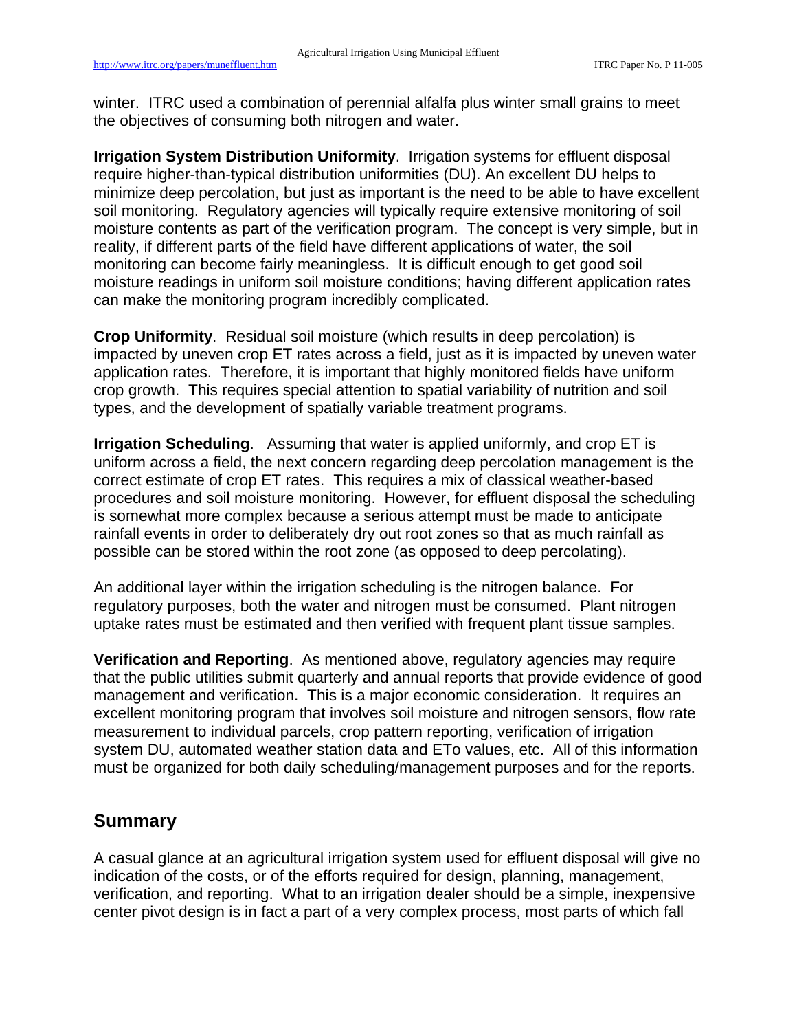winter. ITRC used a combination of perennial alfalfa plus winter small grains to meet the objectives of consuming both nitrogen and water.

**Irrigation System Distribution Uniformity**. Irrigation systems for effluent disposal require higher-than-typical distribution uniformities (DU). An excellent DU helps to minimize deep percolation, but just as important is the need to be able to have excellent soil monitoring. Regulatory agencies will typically require extensive monitoring of soil moisture contents as part of the verification program. The concept is very simple, but in reality, if different parts of the field have different applications of water, the soil monitoring can become fairly meaningless. It is difficult enough to get good soil moisture readings in uniform soil moisture conditions; having different application rates can make the monitoring program incredibly complicated.

**Crop Uniformity**. Residual soil moisture (which results in deep percolation) is impacted by uneven crop ET rates across a field, just as it is impacted by uneven water application rates. Therefore, it is important that highly monitored fields have uniform crop growth. This requires special attention to spatial variability of nutrition and soil types, and the development of spatially variable treatment programs.

**Irrigation Scheduling**. Assuming that water is applied uniformly, and crop ET is uniform across a field, the next concern regarding deep percolation management is the correct estimate of crop ET rates. This requires a mix of classical weather-based procedures and soil moisture monitoring. However, for effluent disposal the scheduling is somewhat more complex because a serious attempt must be made to anticipate rainfall events in order to deliberately dry out root zones so that as much rainfall as possible can be stored within the root zone (as opposed to deep percolating).

An additional layer within the irrigation scheduling is the nitrogen balance. For regulatory purposes, both the water and nitrogen must be consumed. Plant nitrogen uptake rates must be estimated and then verified with frequent plant tissue samples.

**Verification and Reporting**. As mentioned above, regulatory agencies may require that the public utilities submit quarterly and annual reports that provide evidence of good management and verification. This is a major economic consideration. It requires an excellent monitoring program that involves soil moisture and nitrogen sensors, flow rate measurement to individual parcels, crop pattern reporting, verification of irrigation system DU, automated weather station data and ETo values, etc. All of this information must be organized for both daily scheduling/management purposes and for the reports.

## Summary

A casual glance at an agricultural irrigation system used for effluent disposal will give no indication of the costs, or of the efforts required for design, planning, management, verification, and reporting. What to an irrigation dealer should be a simple, inexpensive center pivot design is in fact a part of a very complex process, most parts of which fall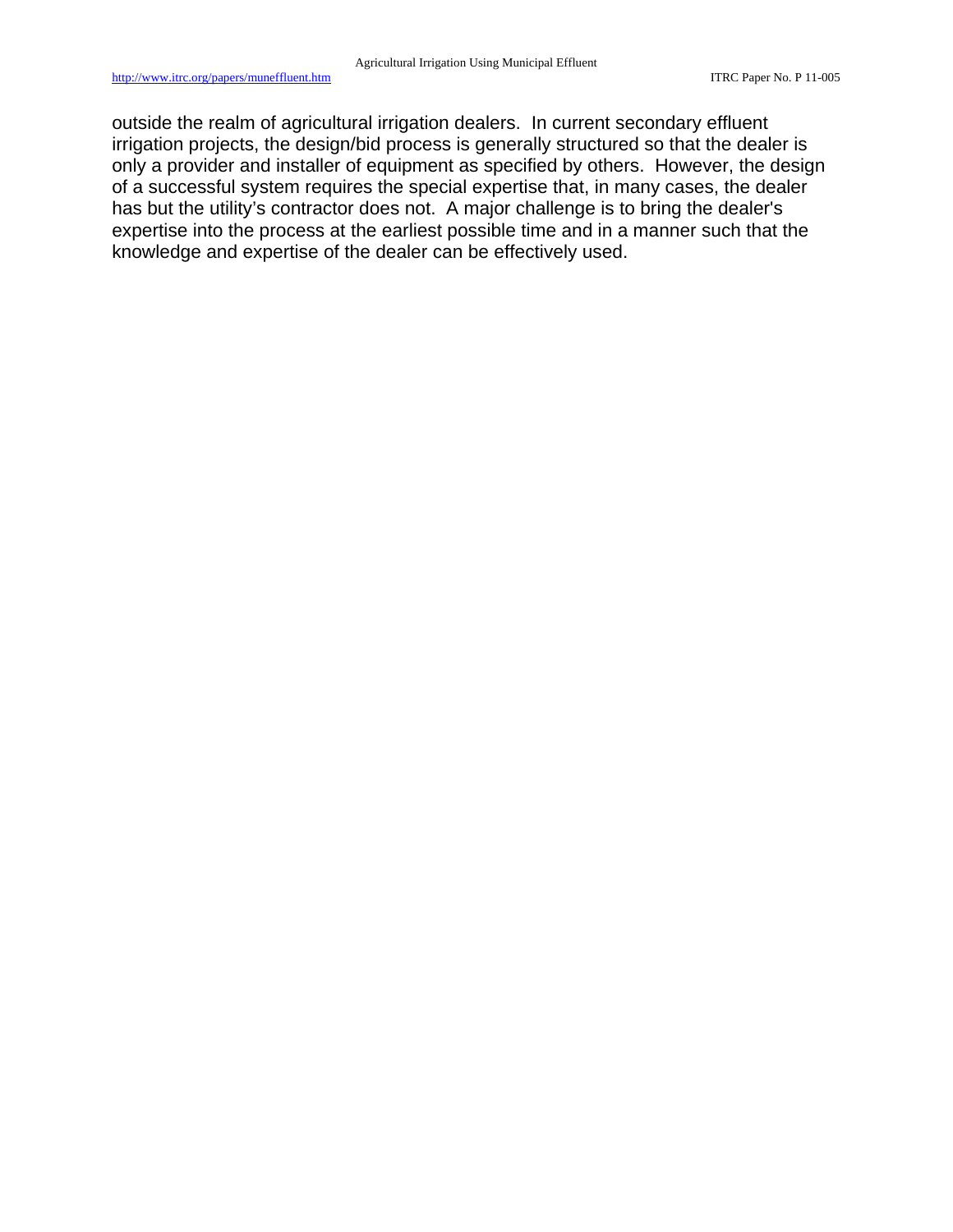outside the realm of agricultural irrigation dealers. In current secondary effluent irrigation projects, the design/bid process is generally structured so that the dealer is only a provider and installer of equipment as specified by others. However, the design of a successful system requires the special expertise that, in many cases, the dealer has but the utility's contractor does not. A major challenge is to bring the dealer's expertise into the process at the earliest possible time and in a manner such that the knowledge and expertise of the dealer can be effectively used.